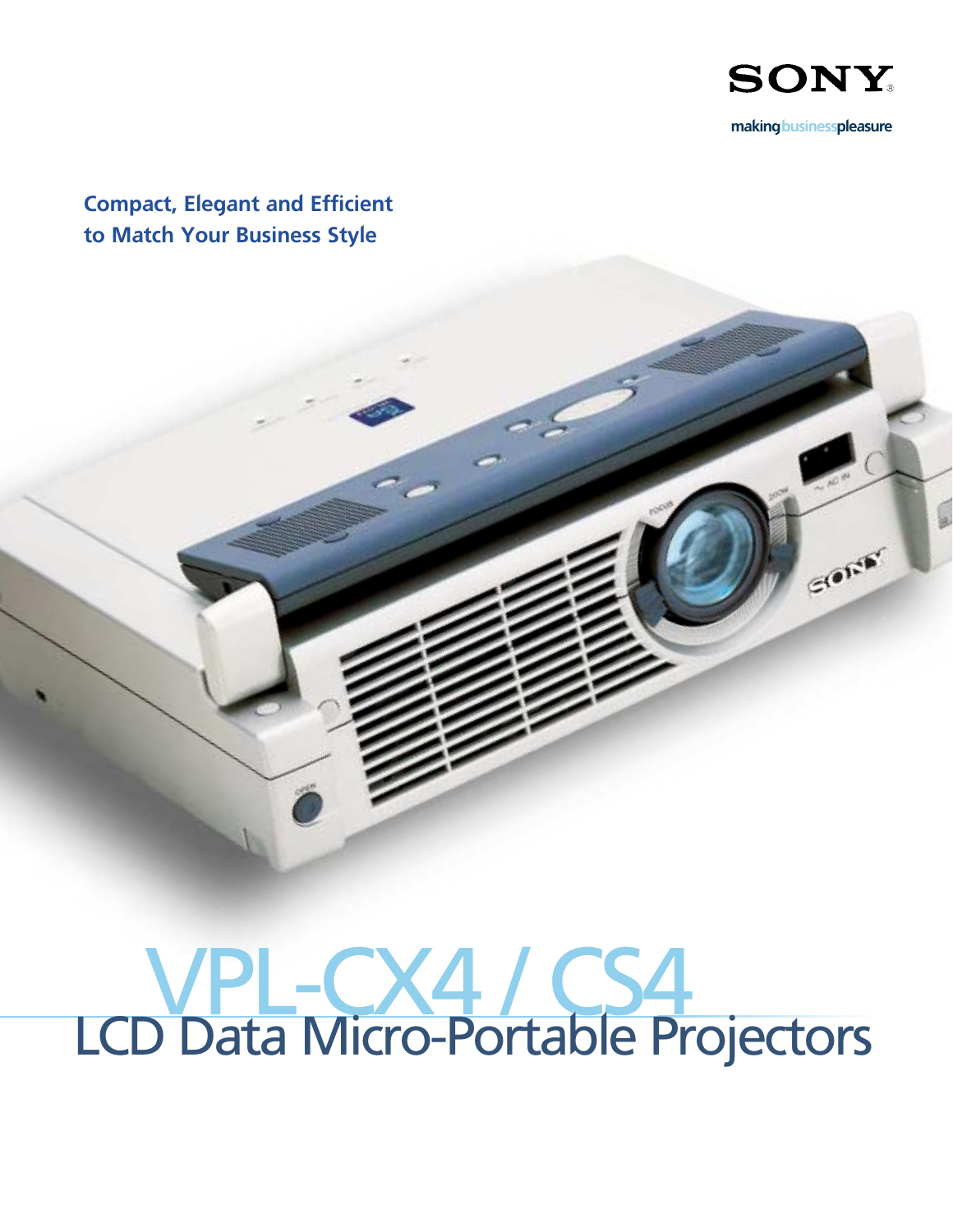SONY

making business pleasure

**Compact, Elegant and Efficient to Match Your Business Style**

# VPL-CX4 / CS4

## LCD Data Micro-Portable Projectors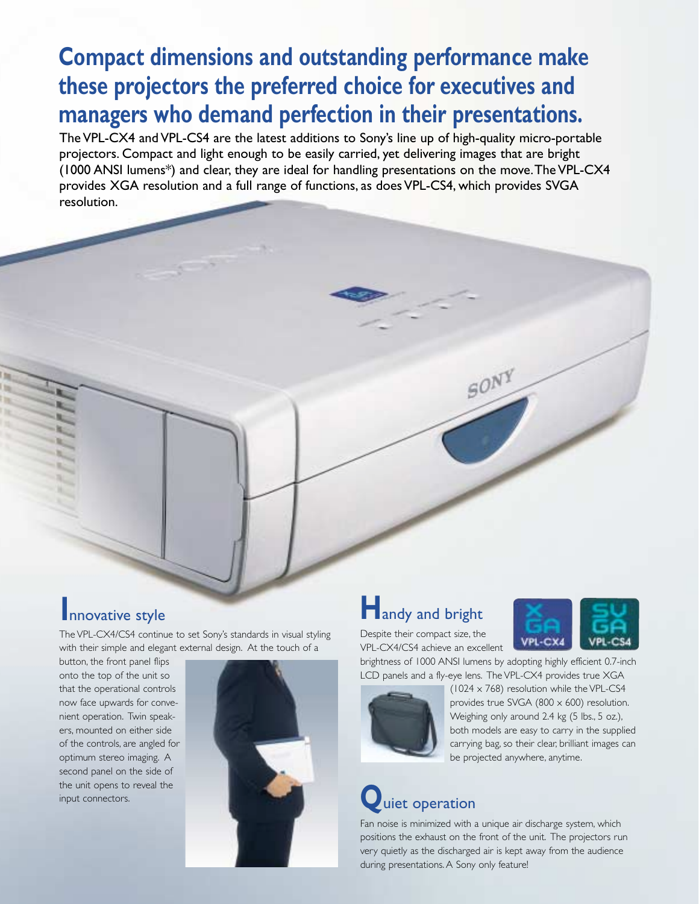# Compact dimensions and outstanding performance make these projectors the preferred choice for executives and managers who demand perfection in their presentations.

The VPL-CX4 and VPL-CS4 are the latest additions to Sony's line up of high-quality micro-portable projectors. Compact and light enough to be easily carried, yet delivering images that are bright (1000 ANSI lumens*) and clear, they are ideal for handling presentations on the move. The VPL-CX4 provides XGA resolution and a full range of functions, as does VPL-CS4, which provides SVGA resolution.

## Innovative style

The VPL-CX4/CS4 continue to set Sony's standards in visual styling with their simple and elegant external design. At the touch of a button, the front panel flips onto the top of the unit so that the operational controls now face upwards for convenient operation. Twin speakers, mounted on either side of the controls, are angled for optimum stereo imaging. A second panel on the side of the unit opens to reveal the input connectors.

## Handy and bright

Despite their compact size, the VPL-CX4/CS4 achieve an excellent brightness of 1000 ANSI lumens by adopting highly efficient 0.7-inch LCD panels and a fly-eye lens. The VPL-CX4 provides true XGA (1024 x 768) resolution while the VPL-CS4 provides true SVGA (800 x 600) resolution. Weighing only around 2.4 kg (5 lbs., 5 oz.), both models are easy to carry in the supplied carrying bag, so their clear, brilliant images can be projected anywhere, anytime.

## Quiet operation

Fan noise is minimized with a unique air discharge system, which positions the exhaust on the front of the unit. The projectors run very quietly as the discharged air is kept away from the audience during presentations. A Sony only feature!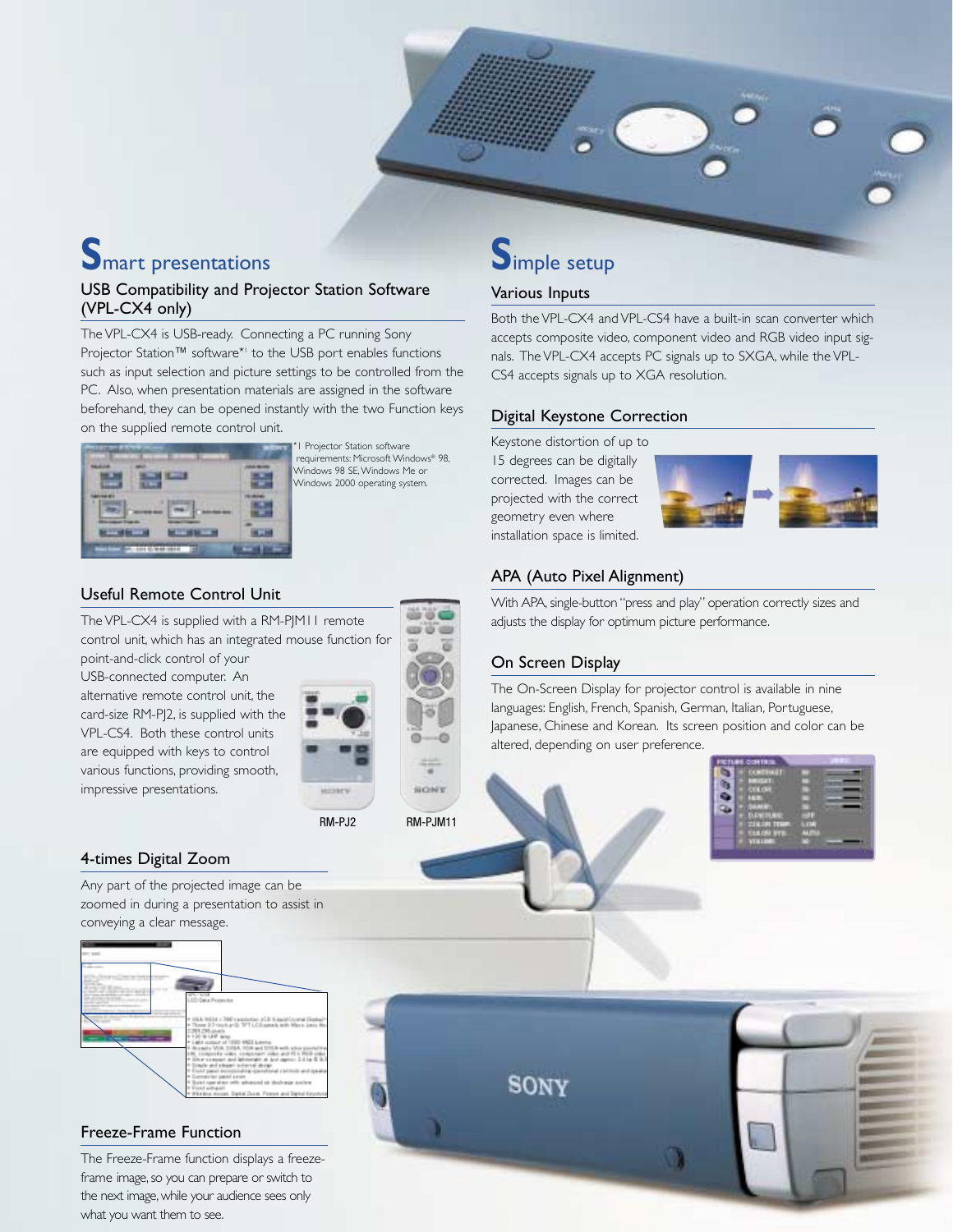# Smart presentations

## USB Compatibility and Projector Station Software (VPL-CX4 only)

The VPL-CX4 is USB-ready. Connecting a PC running Sony Projector Station™ software*[1] to the USB port enables functions such as input selection and picture settings to be controlled from the PC. Also, when presentation materials are assigned in the software beforehand, they can be opened instantly with the two Function keys on the supplied remote control unit.

*1 Projector Station software requirements: Microsoft Windows® 98, Windows 98 SE, Windows Me or Windows 2000 operating system.

## Useful Remote Control Unit

The VPL-CX4 is supplied with a RM-PJM11 remote control unit, which has an integrated mouse function for point-and-click control of your USB-connected computer. An alternative remote control unit, the card-size RM-PJ2, is supplied with the VPL-CS4. Both these control units are equipped with keys to control various functions, providing smooth, impressive presentations.

RM-PJ2 RM-PJM11

## 4-times Digital Zoom

Any part of the projected image can be zoomed in during a presentation to assist in conveying a clear message.

## Freeze-Frame Function

The Freeze-Frame function displays a freeze-frame image, so you can prepare or switch to the next image, while your audience sees only what you want them to see.

# Simple setup

## Various Inputs

Both the VPL-CX4 and VPL-CS4 have a built-in scan converter which accepts composite video, component video and RGB video input signals. The VPL-CX4 accepts PC signals up to SXGA, while the VPL-CS4 accepts signals up to XGA resolution.

## Digital Keystone Correction

Keystone distortion of up to 15 degrees can be digitally corrected. Images can be projected with the correct geometry even where installation space is limited.

## APA (Auto Pixel Alignment)

With APA, single-button "press and play" operation correctly sizes and adjusts the display for optimum picture performance.

## On Screen Display

The On-Screen Display for projector control is available in nine languages: English, French, Spanish, German, Italian, Portuguese, Japanese, Chinese and Korean. Its screen position and color can be altered, depending on user preference.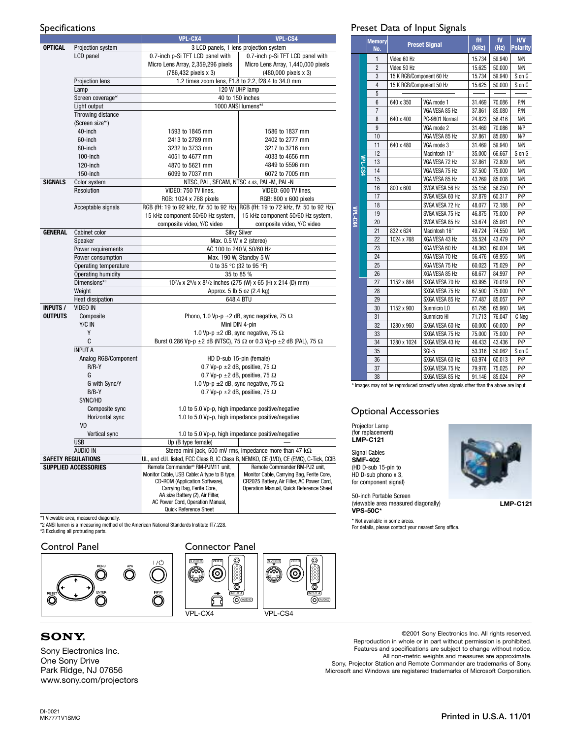## Specifications

| | | VPL-CX4 | VPL-CS4 |
|---|---|---|---|
| **OPTICAL** | Projection system | 3 LCD panels, 1 lens projection system | |
| | LCD panel | 0.7-inch p-Si TFT LCD panel with Micro Lens Array, 2,359,296 pixels (786,432 pixels x 3) | 0.7-inch p-Si TFT LCD panel with Micro Lens Array, 1,440,000 pixels (480,000 pixels x 3) |
| | Projection lens | 1.2 times zoom lens, F1.8 to 2.2, f28.4 to 34.0 mm | |
| | Lamp | 120 W UHP lamp | |
| | Screen coverage*1 | 40 to 150 inches | |
| | Light output | 1000 ANSI lumens*2 | |
| | Throwing distance (Screen size*1) | | |
| | 40-inch | 1593 to 1845 mm | 1586 to 1837 mm |
| | 60-inch | 2413 to 2789 mm | 2402 to 2777 mm |
| | 80-inch | 3232 to 3733 mm | 3217 to 3716 mm |
| | 100-inch | 4051 to 4677 mm | 4033 to 4656 mm |
| | 120-inch | 4870 to 5621 mm | 4849 to 5596 mm |
| | 150-inch | 6099 to 7037 mm | 6072 to 7005 mm |
| **SIGNALS** | Color system | NTSC, PAL, SECAM, NTSC 4.43, PAL-M, PAL-N | |
| | Resolution | VIDEO: 750 TV lines, RGB: 1024 x 768 pixels | VIDEO: 600 TV lines, RGB: 800 x 600 pixels |
| | Acceptable signals | RGB (fH: 19 to 92 kHz, fV: 50 to 92 Hz), 15 kHz component 50/60 Hz system, composite video, Y/C video | RGB (fH: 19 to 72 kHz, fV: 50 to 92 Hz), 15 kHz component 50/60 Hz system, composite video, Y/C video |
| **GENERAL** | Cabinet color | Silky Silver | |
| | Speaker | Max. 0.5 W x 2 (stereo) | |
| | Power requirements | AC 100 to 240 V, 50/60 Hz | |
| | Power consumption | Max. 190 W, Standby 5 W | |
| | Operating temperature | 0 to 35 °C (32 to 95 °F) | |
| | Operating humidity | 35 to 85 % | |
| | Dimensions*3 | 10 7/8 x 2 5/8 x 8 1/2 inches (275 (W) x 65 (H) x 214 (D) mm) | |
| | Weight | Approx. 5 lb 5 oz (2.4 kg) | |
| | Heat dissipation | 648.4 BTU | |
| **INPUTS / OUTPUTS** | VIDEO IN | | |
| | Composite | Phono, 1.0 Vp-p ±2 dB, sync negative, 75 Ω | |
| | Y/C IN | Mini DIN 4-pin | |
| | Y | 1.0 Vp-p ±2 dB, sync negative, 75 Ω | |
| | C | Burst 0.286 Vp-p ±2 dB (NTSC), 75 Ω or 0.3 Vp-p ±2 dB (PAL), 75 Ω | |
| | INPUT A | | |
| | Analog RGB/Component | HD D-sub 15-pin (female) | |
| | R/R-Y | 0.7 Vp-p ±2 dB, positive, 75 Ω | |
| | G | 0.7 Vp-p ±2 dB, positive, 75 Ω | |
| | G with Sync/Y | 1.0 Vp-p ±2 dB, sync negative, 75 Ω | |
| | B/B-Y | 0.7 Vp-p ±2 dB, positive, 75 Ω | |
| | SYNC/HD | | |
| | Composite sync | 1.0 to 5.0 Vp-p, high impedance positive/negative | |
| | Horizontal sync | 1.0 to 5.0 Vp-p, high impedance positive/negative | |
| | VD | | |
| | Vertical sync | 1.0 to 5.0 Vp-p, high impedance positive/negative | |
| | USB | Up (B type female) | — |
| | AUDIO IN | Stereo mini jack, 500 mV rms, impedance more than 47 kΩ | |
| **SAFETY REGULATIONS** | | UL, and cUL listed, FCC Class B, IC Class B, NEMKO, CE (LVD), CE (EMC), C-Tick, CCIB | |
| **SUPPLIED ACCESSORIES** | | Remote Commander® RM-PJM11 unit, Monitor Cable, USB Cable: A type to B type, CD-ROM (Application Software), Carrying Bag, Ferite Core, AA size Battery (2), Air Filter, AC Power Cord, Operation Manual, Quick Reference Sheet | Remote Commander RM-PJ2 unit, Monitor Cable, Carrying Bag, Ferite Core, CR2025 Battery, Air Filter, AC Power Cord, Operation Manual, Quick Reference Sheet |

*1 Viewable area, measured diagonally.
*2 ANSI lumen is a measuring method of the American National Standards Institute IT7.228.
*3 Excluding all protruding parts.

## Preset Data of Input Signals

| | Memory No. | Preset Signal | | fH (kHz) | fV (Hz) | H/V Polarity |
|---|---|---|---|---|---|---|
| VPL-CX4 / VPL-CS4 | 1 | Video 60 Hz | | 15.734 | 59.940 | N/N |
| | 2 | Video 50 Hz | | 15.625 | 50.000 | N/N |
| | 3 | 15 K RGB/Component 60 Hz | | 15.734 | 59.940 | S on G |
| | 4 | 15 K RGB/Component 50 Hz | | 15.625 | 50.000 | S on G |
| | 5 | — | | — | — | — |
| | 6 | 640 x 350 | VGA mode 1 | 31.469 | 70.086 | P/N |
| | 7 | | VGA VESA 85 Hz | 37.861 | 85.080 | P/N |
| | 8 | 640 x 400 | PC-9801 Normal | 24.823 | 56.416 | N/N |
| | 9 | | VGA mode 2 | 31.469 | 70.086 | N/P |
| | 10 | | VGA VESA 85 Hz | 37.861 | 85.080 | N/P |
| | 11 | 640 x 480 | VGA mode 3 | 31.469 | 59.940 | N/N |
| | 12 | | Macintosh 13" | 35.000 | 66.667 | S on G |
| | 13 | | VGA VESA 72 Hz | 37.861 | 72.809 | N/N |
| | 14 | | VGA VESA 75 Hz | 37.500 | 75.000 | N/N |
| | 15 | | VGA VESA 85 Hz | 43.269 | 85.008 | N/N |
| | 16 | 800 x 600 | SVGA VESA 56 Hz | 35.156 | 56.250 | P/P |
| | 17 | | SVGA VESA 60 Hz | 37.879 | 60.317 | P/P |
| | 18 | | SVGA VESA 72 Hz | 48.077 | 72.188 | P/P |
| | 19 | | SVGA VESA 75 Hz | 46.875 | 75.000 | P/P |
| | 20 | | SVGA VESA 85 Hz | 53.674 | 85.061 | P/P |
| VPL-CX4 | 21 | 832 x 624 | Macintosh 16" | 49.724 | 74.550 | N/N |
| | 22 | 1024 x 768 | XGA VESA 43 Hz | 35.524 | 43.479 | P/P |
| | 23 | | XGA VESA 60 Hz | 48.363 | 60.004 | N/N |
| | 24 | | XGA VESA 70 Hz | 56.476 | 69.955 | N/N |
| | 25 | | XGA VESA 75 Hz | 60.023 | 75.029 | P/P |
| | 26 | | XGA VESA 85 Hz | 68.677 | 84.997 | P/P |
| | 27 | 1152 x 864 | SXGA VESA 70 Hz | 63.995 | 70.019 | P/P |
| | 28 | | SXGA VESA 75 Hz | 67.500 | 75.000 | P/P |
| | 29 | | SXGA VESA 85 Hz | 77.487 | 85.057 | P/P |
| | 30 | 1152 x 900 | Sunmicro LO | 61.795 | 65.960 | N/N |
| | 31 | | Sunmicro HI | 71.713 | 76.047 | C Neg |
| | 32 | 1280 x 960 | SXGA VESA 60 Hz | 60.000 | 60.000 | P/P |
| | 33 | | SXGA VESA 75 Hz | 75.000 | 75.000 | P/P |
| | 34 | 1280 x 1024 | SXGA VESA 43 Hz | 46.433 | 43.436 | P/P |
| | 35 | | SGI-5 | 53.316 | 50.062 | S on G |
| | 36 | | SXGA VESA 60 Hz | 63.974 | 60.013 | P/P |
| | 37 | | SXGA VESA 75 Hz | 79.976 | 75.025 | P/P |
| | 38 | | SXGA VESA 85 Hz | 91.146 | 85.024 | P/P |

* Images may not be reproduced correctly when signals other than the above are input.

## Optional Accessories

Projector Lamp
(for replacement)
**LMP-C121**

Signal Cables
**SMF-402**
(HD D-sub 15-pin to HD D-sub phono x 3, for component signal)

50-inch Portable Screen
(viewable area measured diagonally)
**VPS-50C***

**LMP-C121**

* Not available in some areas.
For details, please contact your nearest Sony office.

## Control Panel

MENU
APA
I / ⏻
RESET
ENTER
INPUT

## Connector Panel

S VIDEO
VIDEO
INPUT A
AUDIO

VPL-CX4

S VIDEO
VIDEO
INPUT A
AUDIO

VPL-CS4

**SONY**

Sony Electronics Inc.
One Sony Drive
Park Ridge, NJ 07656
www.sony.com/projectors

©2001 Sony Electronics Inc. All rights reserved.
Reproduction in whole or in part without permission is prohibited.
Features and specifications are subject to change without notice.
All non-metric weights and measures are approximate.
Sony, Projector Station and Remote Commander are trademarks of Sony.
Microsoft and Windows are registered trademarks of Microsoft Corporation.

DI-0021
MK7771V1SMC

Printed in U.S.A. 11/01